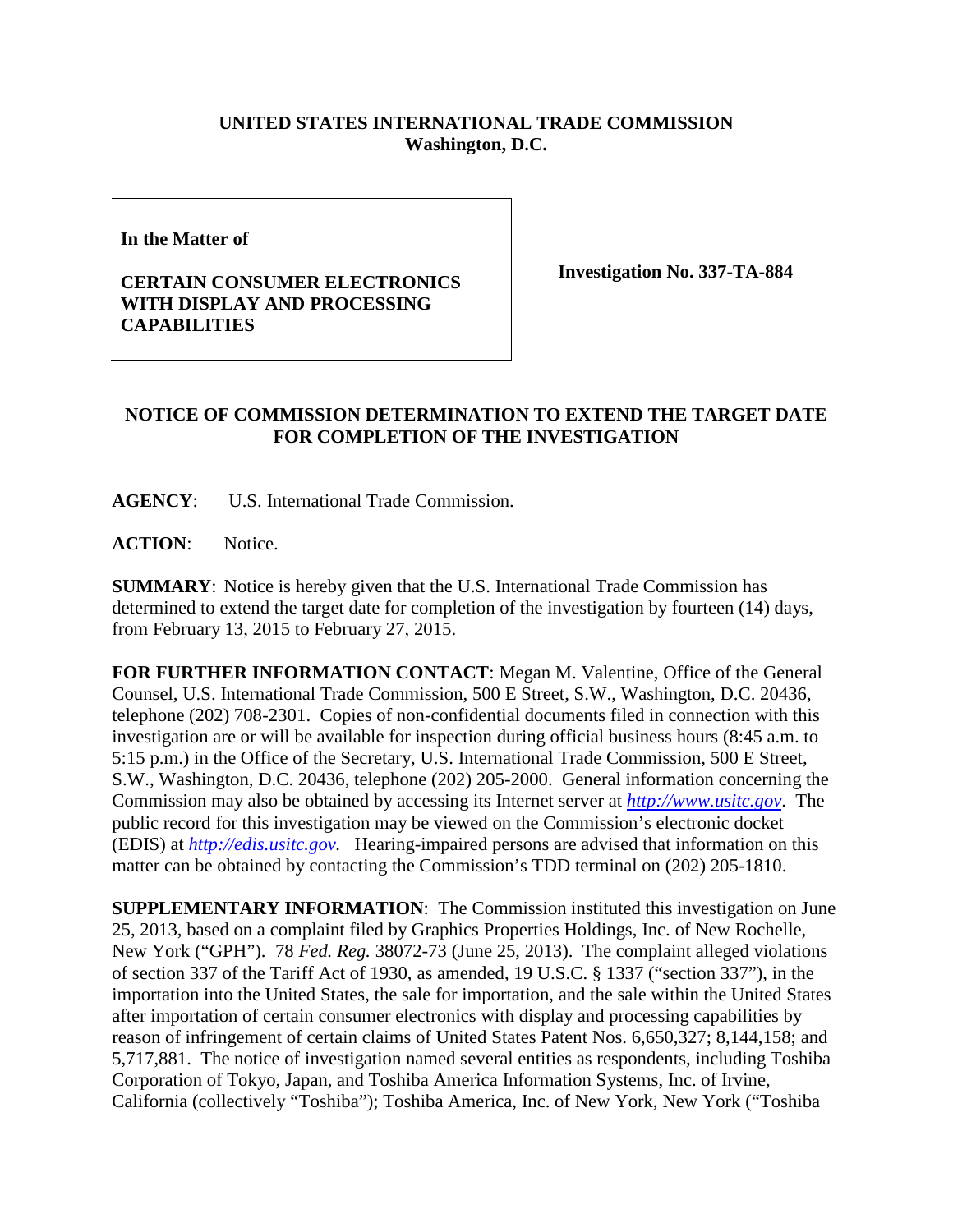**UNITED STATES INTERNATIONAL TRADE COMMISSION**
**Washington, D.C.**

| | |
|---|---|
| **In the Matter of**<br><br>**CERTAIN CONSUMER ELECTRONICS WITH DISPLAY AND PROCESSING CAPABILITIES** | **Investigation No. 337-TA-884** |

**NOTICE OF COMMISSION DETERMINATION TO EXTEND THE TARGET DATE FOR COMPLETION OF THE INVESTIGATION**

**AGENCY**: U.S. International Trade Commission.

**ACTION**: Notice.

**SUMMARY**: Notice is hereby given that the U.S. International Trade Commission has determined to extend the target date for completion of the investigation by fourteen (14) days, from February 13, 2015 to February 27, 2015.

**FOR FURTHER INFORMATION CONTACT**: Megan M. Valentine, Office of the General Counsel, U.S. International Trade Commission, 500 E Street, S.W., Washington, D.C. 20436, telephone (202) 708-2301. Copies of non-confidential documents filed in connection with this investigation are or will be available for inspection during official business hours (8:45 a.m. to 5:15 p.m.) in the Office of the Secretary, U.S. International Trade Commission, 500 E Street, S.W., Washington, D.C. 20436, telephone (202) 205-2000. General information concerning the Commission may also be obtained by accessing its Internet server at *http://www.usitc.gov*. The public record for this investigation may be viewed on the Commission's electronic docket (EDIS) at *http://edis.usitc.gov.* Hearing-impaired persons are advised that information on this matter can be obtained by contacting the Commission's TDD terminal on (202) 205-1810.

**SUPPLEMENTARY INFORMATION**: The Commission instituted this investigation on June 25, 2013, based on a complaint filed by Graphics Properties Holdings, Inc. of New Rochelle, New York ("GPH"). 78 *Fed. Reg.* 38072-73 (June 25, 2013). The complaint alleged violations of section 337 of the Tariff Act of 1930, as amended, 19 U.S.C. § 1337 ("section 337"), in the importation into the United States, the sale for importation, and the sale within the United States after importation of certain consumer electronics with display and processing capabilities by reason of infringement of certain claims of United States Patent Nos. 6,650,327; 8,144,158; and 5,717,881. The notice of investigation named several entities as respondents, including Toshiba Corporation of Tokyo, Japan, and Toshiba America Information Systems, Inc. of Irvine, California (collectively "Toshiba"); Toshiba America, Inc. of New York, New York ("Toshiba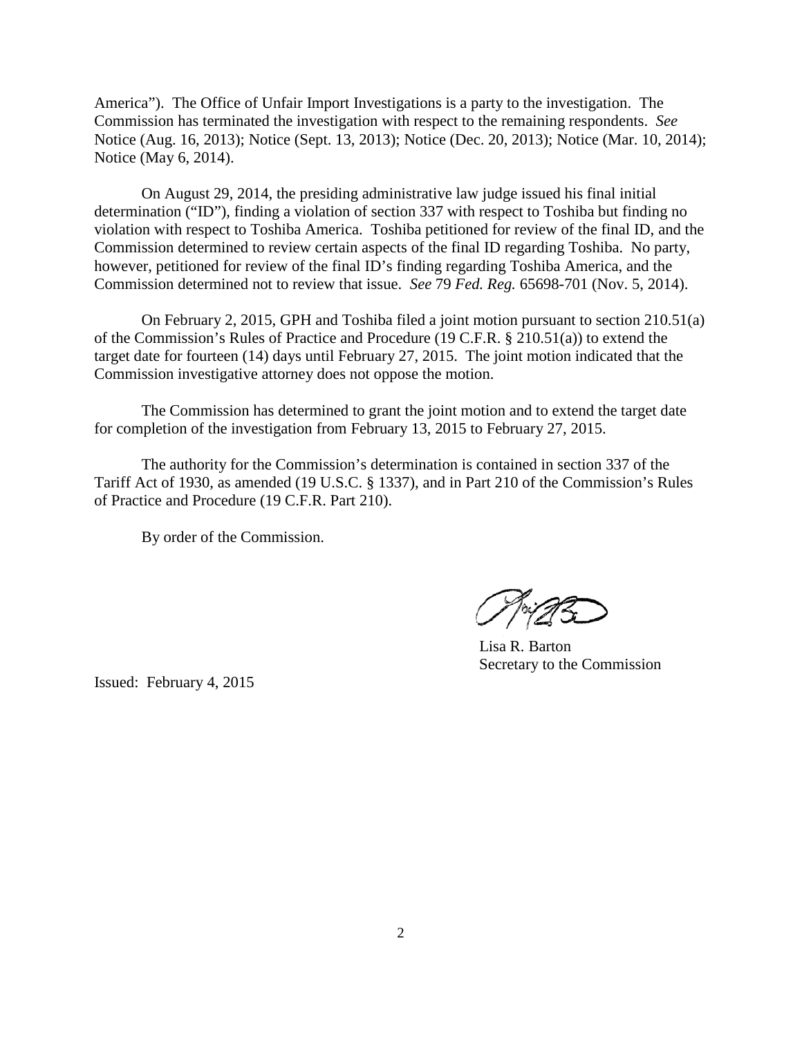America"). The Office of Unfair Import Investigations is a party to the investigation. The Commission has terminated the investigation with respect to the remaining respondents. *See* Notice (Aug. 16, 2013); Notice (Sept. 13, 2013); Notice (Dec. 20, 2013); Notice (Mar. 10, 2014); Notice (May 6, 2014).

On August 29, 2014, the presiding administrative law judge issued his final initial determination ("ID"), finding a violation of section 337 with respect to Toshiba but finding no violation with respect to Toshiba America. Toshiba petitioned for review of the final ID, and the Commission determined to review certain aspects of the final ID regarding Toshiba. No party, however, petitioned for review of the final ID's finding regarding Toshiba America, and the Commission determined not to review that issue. *See* 79 *Fed. Reg.* 65698-701 (Nov. 5, 2014).

On February 2, 2015, GPH and Toshiba filed a joint motion pursuant to section 210.51(a) of the Commission's Rules of Practice and Procedure (19 C.F.R. § 210.51(a)) to extend the target date for fourteen (14) days until February 27, 2015. The joint motion indicated that the Commission investigative attorney does not oppose the motion.

The Commission has determined to grant the joint motion and to extend the target date for completion of the investigation from February 13, 2015 to February 27, 2015.

The authority for the Commission's determination is contained in section 337 of the Tariff Act of 1930, as amended (19 U.S.C. § 1337), and in Part 210 of the Commission's Rules of Practice and Procedure (19 C.F.R. Part 210).

By order of the Commission.

Lisa R. Barton
Secretary to the Commission

Issued: February 4, 2015